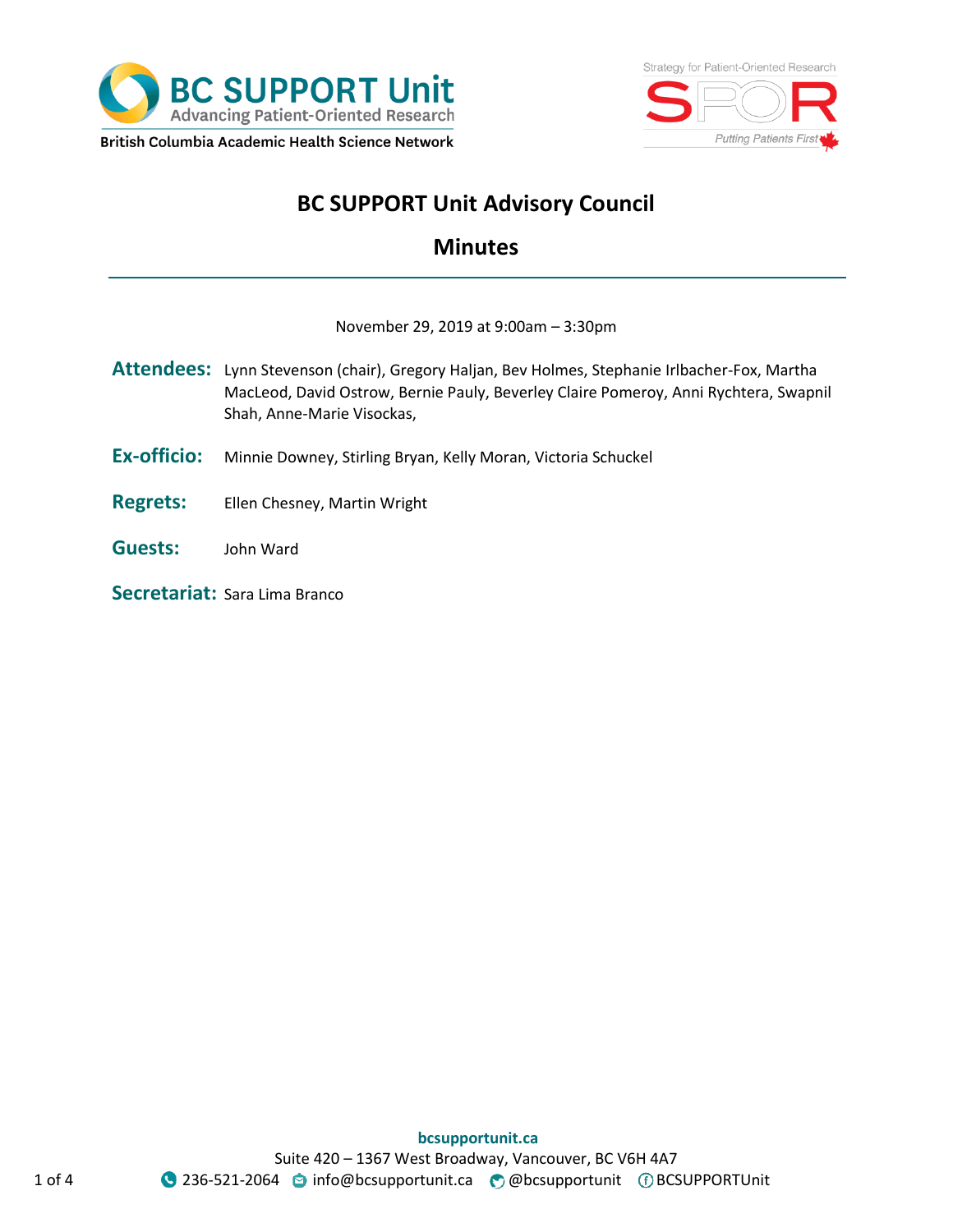BC SUPPORT Unit
Advancing Patient-Oriented Research
British Columbia Academic Health Science Network

Strategy for Patient-Oriented Research
SPOR
Putting Patients First

# BC SUPPORT Unit Advisory Council

## Minutes

November 29, 2019 at 9:00am – 3:30pm

**Attendees:** Lynn Stevenson (chair), Gregory Haljan, Bev Holmes, Stephanie Irlbacher-Fox, Martha MacLeod, David Ostrow, Bernie Pauly, Beverley Claire Pomeroy, Anni Rychtera, Swapnil Shah, Anne-Marie Visockas,

**Ex-officio:** Minnie Downey, Stirling Bryan, Kelly Moran, Victoria Schuckel

**Regrets:** Ellen Chesney, Martin Wright

**Guests:** John Ward

**Secretariat:** Sara Lima Branco

**bcsupportunit.ca**
Suite 420 – 1367 West Broadway, Vancouver, BC V6H 4A7
236-521-2064 info@bcsupportunit.ca @bcsupportunit BCSUPPORTUnit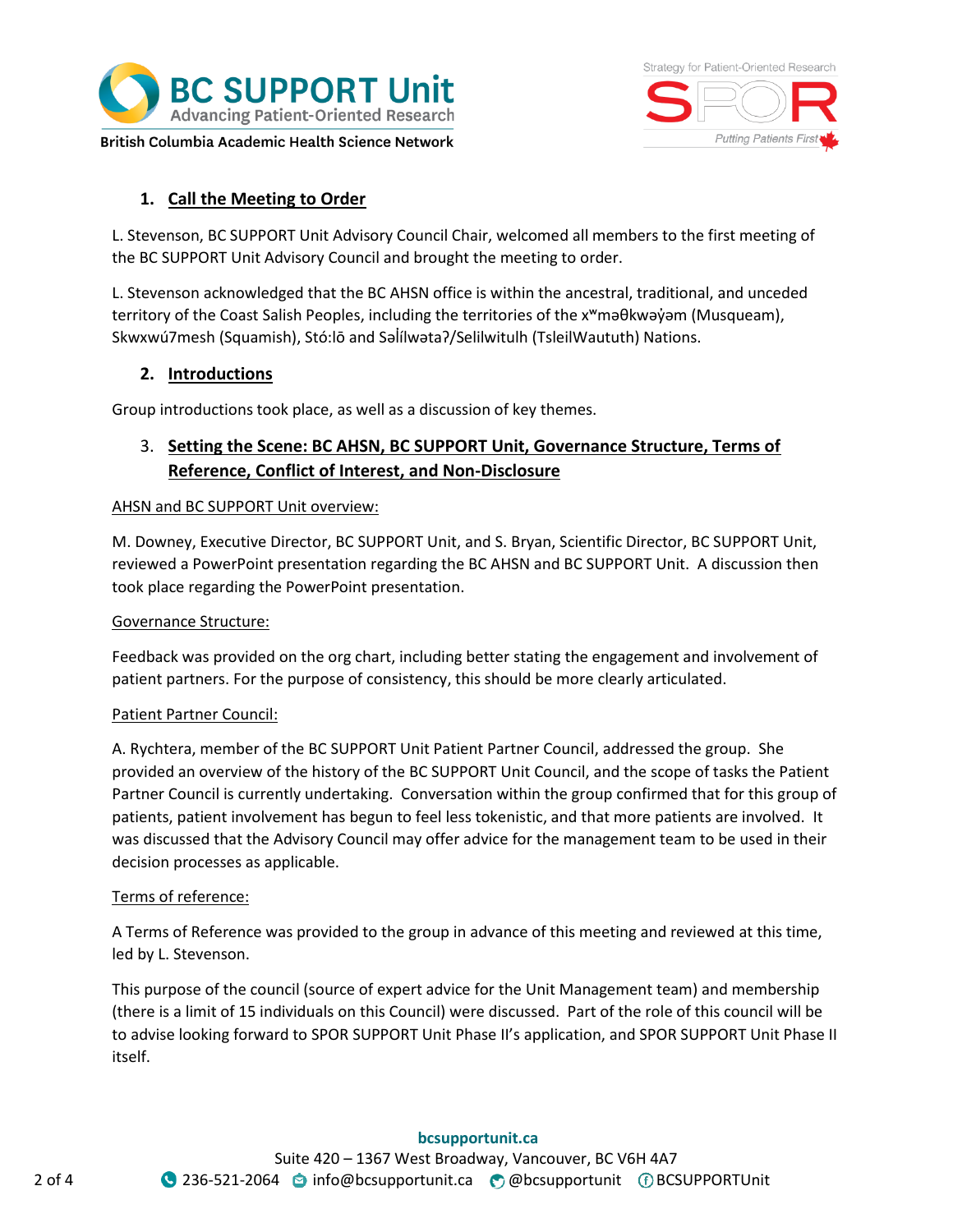## 1. Call the Meeting to Order

L. Stevenson, BC SUPPORT Unit Advisory Council Chair, welcomed all members to the first meeting of the BC SUPPORT Unit Advisory Council and brought the meeting to order.

L. Stevenson acknowledged that the BC AHSN office is within the ancestral, traditional, and unceded territory of the Coast Salish Peoples, including the territories of the xʷməθkwəy̓əm (Musqueam), Skwxwú7mesh (Squamish), Stó:lō and Səl̓ílwətaʔ/Selilwitulh (TsleilWauth) Nations.

## 2. Introductions

Group introductions took place, as well as a discussion of key themes.

## 3. Setting the Scene: BC AHSN, BC SUPPORT Unit, Governance Structure, Terms of Reference, Conflict of Interest, and Non-Disclosure

AHSN and BC SUPPORT Unit overview:

M. Downey, Executive Director, BC SUPPORT Unit, and S. Bryan, Scientific Director, BC SUPPORT Unit, reviewed a PowerPoint presentation regarding the BC AHSN and BC SUPPORT Unit. A discussion then took place regarding the PowerPoint presentation.

Governance Structure:

Feedback was provided on the org chart, including better stating the engagement and involvement of patient partners. For the purpose of consistency, this should be more clearly articulated.

Patient Partner Council:

A. Rychtera, member of the BC SUPPORT Unit Patient Partner Council, addressed the group. She provided an overview of the history of the BC SUPPORT Unit Council, and the scope of tasks the Patient Partner Council is currently undertaking. Conversation within the group confirmed that for this group of patients, patient involvement has begun to feel less tokenistic, and that more patients are involved. It was discussed that the Advisory Council may offer advice for the management team to be used in their decision processes as applicable.

Terms of reference:

A Terms of Reference was provided to the group in advance of this meeting and reviewed at this time, led by L. Stevenson.

This purpose of the council (source of expert advice for the Unit Management team) and membership (there is a limit of 15 individuals on this Council) were discussed. Part of the role of this council will be to advise looking forward to SPOR SUPPORT Unit Phase II's application, and SPOR SUPPORT Unit Phase II itself.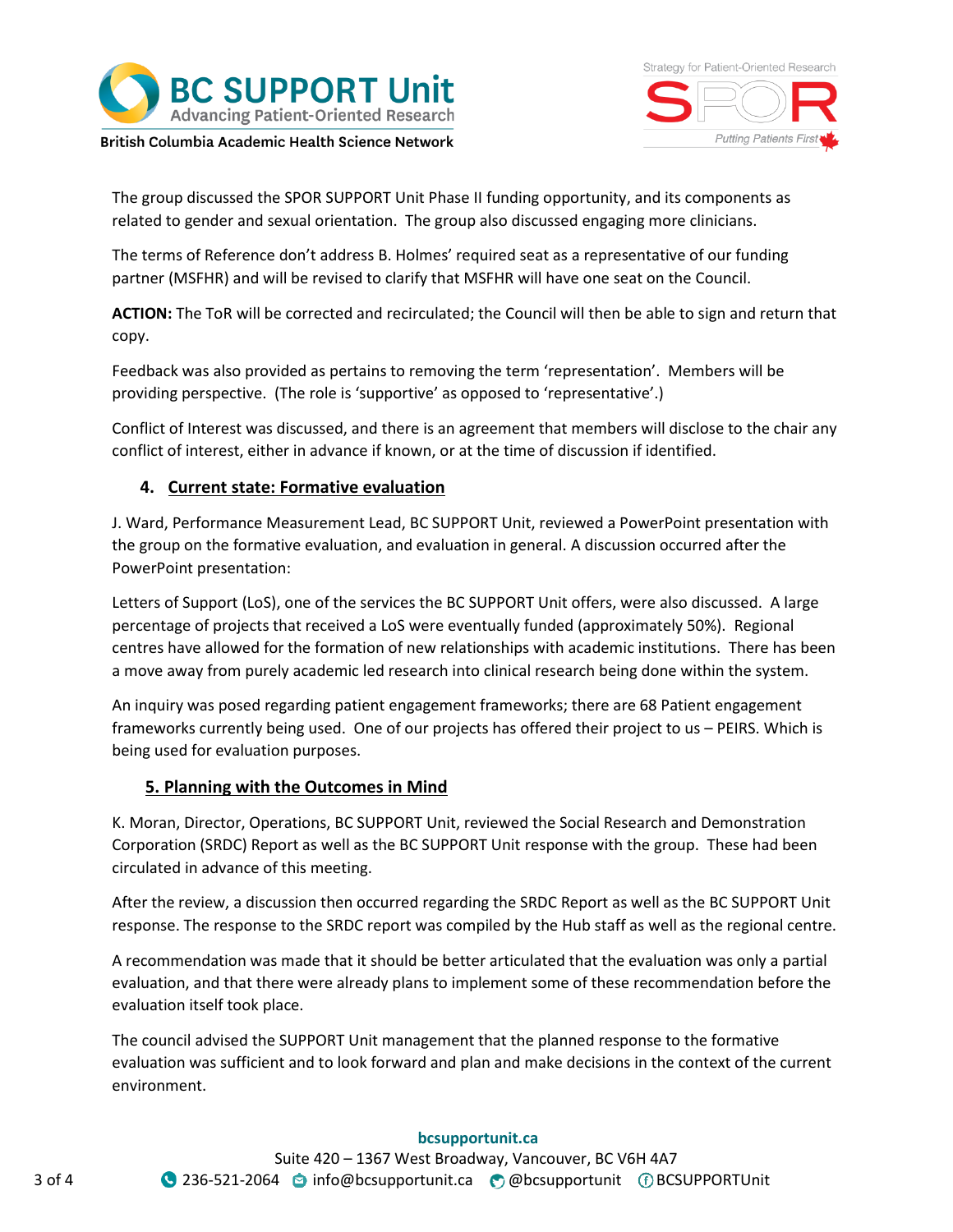The group discussed the SPOR SUPPORT Unit Phase II funding opportunity, and its components as related to gender and sexual orientation. The group also discussed engaging more clinicians.

The terms of Reference don't address B. Holmes' required seat as a representative of our funding partner (MSFHR) and will be revised to clarify that MSFHR will have one seat on the Council.

**ACTION:** The ToR will be corrected and recirculated; the Council will then be able to sign and return that copy.

Feedback was also provided as pertains to removing the term 'representation'. Members will be providing perspective. (The role is 'supportive' as opposed to 'representative'.)

Conflict of Interest was discussed, and there is an agreement that members will disclose to the chair any conflict of interest, either in advance if known, or at the time of discussion if identified.

## 4. Current state: Formative evaluation

J. Ward, Performance Measurement Lead, BC SUPPORT Unit, reviewed a PowerPoint presentation with the group on the formative evaluation, and evaluation in general. A discussion occurred after the PowerPoint presentation:

Letters of Support (LoS), one of the services the BC SUPPORT Unit offers, were also discussed. A large percentage of projects that received a LoS were eventually funded (approximately 50%). Regional centres have allowed for the formation of new relationships with academic institutions. There has been a move away from purely academic led research into clinical research being done within the system.

An inquiry was posed regarding patient engagement frameworks; there are 68 Patient engagement frameworks currently being used. One of our projects has offered their project to us – PEIRS. Which is being used for evaluation purposes.

## 5. Planning with the Outcomes in Mind

K. Moran, Director, Operations, BC SUPPORT Unit, reviewed the Social Research and Demonstration Corporation (SRDC) Report as well as the BC SUPPORT Unit response with the group. These had been circulated in advance of this meeting.

After the review, a discussion then occurred regarding the SRDC Report as well as the BC SUPPORT Unit response. The response to the SRDC report was compiled by the Hub staff as well as the regional centre.

A recommendation was made that it should be better articulated that the evaluation was only a partial evaluation, and that there were already plans to implement some of these recommendation before the evaluation itself took place.

The council advised the SUPPORT Unit management that the planned response to the formative evaluation was sufficient and to look forward and plan and make decisions in the context of the current environment.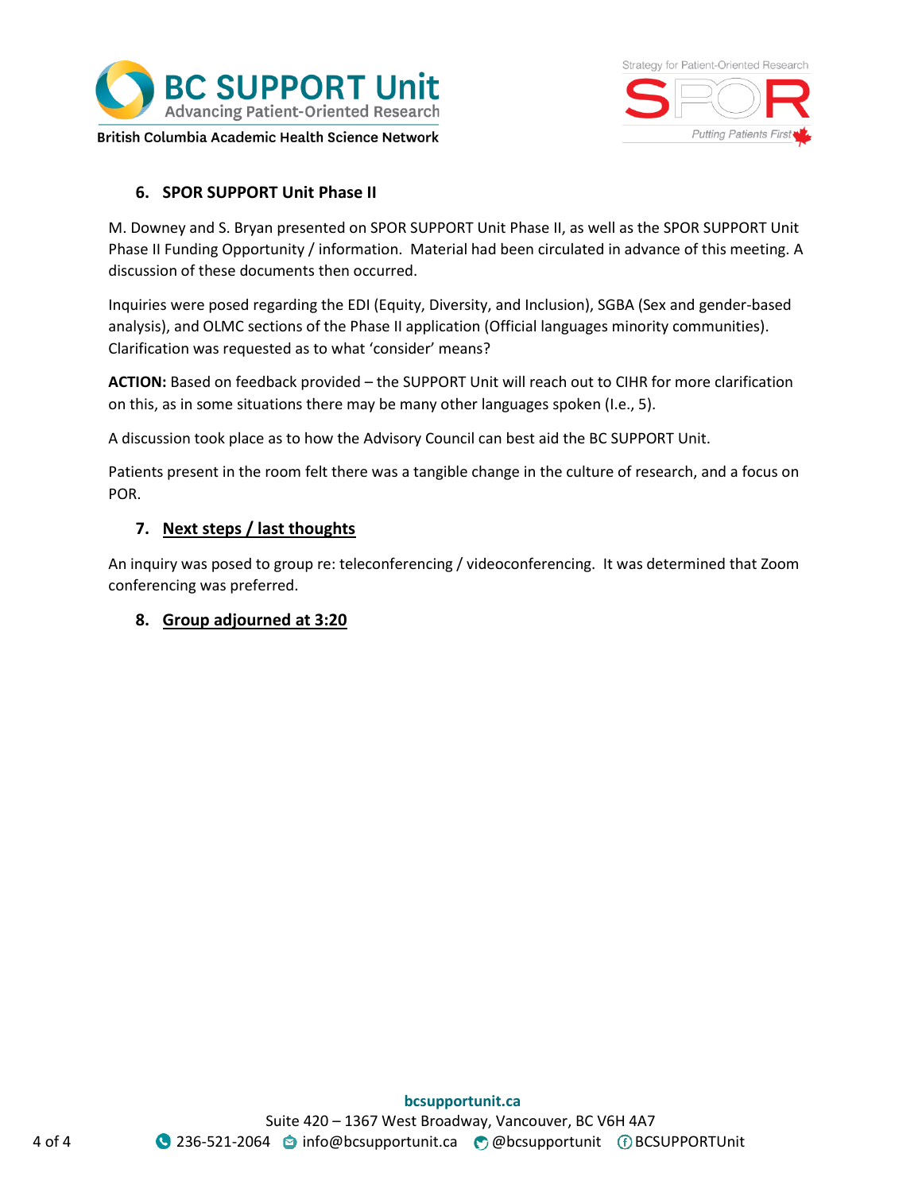## 6. SPOR SUPPORT Unit Phase II

M. Downey and S. Bryan presented on SPOR SUPPORT Unit Phase II, as well as the SPOR SUPPORT Unit Phase II Funding Opportunity / information. Material had been circulated in advance of this meeting. A discussion of these documents then occurred.

Inquiries were posed regarding the EDI (Equity, Diversity, and Inclusion), SGBA (Sex and gender-based analysis), and OLMC sections of the Phase II application (Official languages minority communities). Clarification was requested as to what 'consider' means?

**ACTION:** Based on feedback provided – the SUPPORT Unit will reach out to CIHR for more clarification on this, as in some situations there may be many other languages spoken (I.e., 5).

A discussion took place as to how the Advisory Council can best aid the BC SUPPORT Unit.

Patients present in the room felt there was a tangible change in the culture of research, and a focus on POR.

## 7. Next steps / last thoughts

An inquiry was posed to group re: teleconferencing / videoconferencing. It was determined that Zoom conferencing was preferred.

## 8. Group adjourned at 3:20